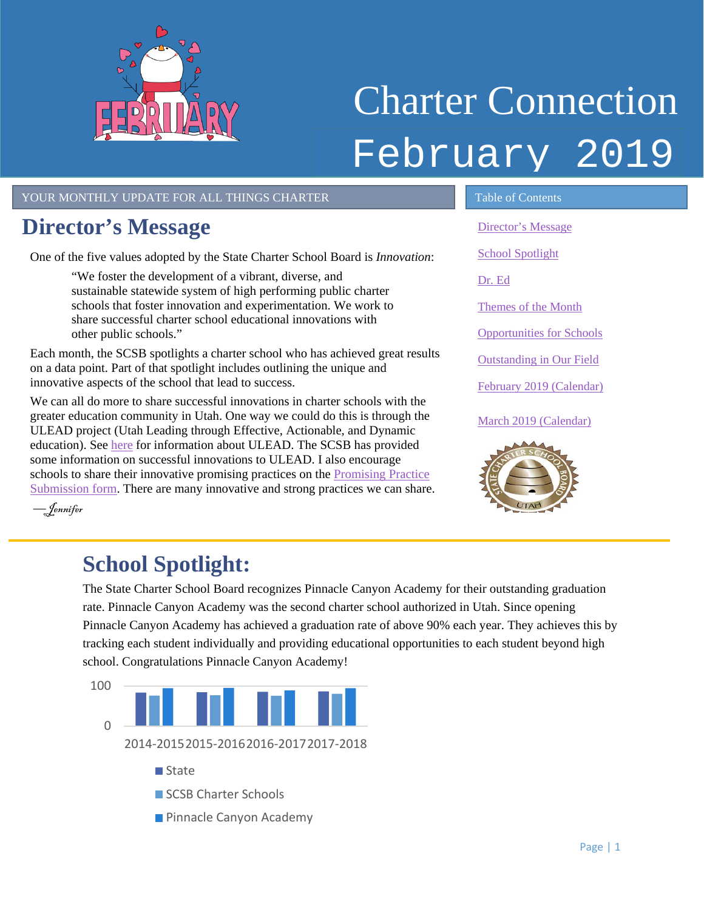# Charter Connection February 2019

YOUR MONTHLY UPDATE FOR ALL THINGS CHARTER

## Director's Message

One of the five values adopted by the State Charter School Board is *Innovation*:

> "We foster the development of a vibrant, diverse, and sustainable statewide system of high performing public charter schools that foster innovation and experimentation. We work to share successful charter school educational innovations with other public schools."

Each month, the SCSB spotlights a charter school who has achieved great results on a data point. Part of that spotlight includes outlining the unique and innovative aspects of the school that lead to success.

We can all do more to share successful innovations in charter schools with the greater education community in Utah. One way we could do this is through the ULEAD project (Utah Leading through Effective, Actionable, and Dynamic education). See here for information about ULEAD. The SCSB has provided some information on successful innovations to ULEAD. I also encourage schools to share their innovative promising practices on the Promising Practice Submission form. There are many innovative and strong practices we can share.

—*Jennifer*

Table of Contents

- Director's Message
- School Spotlight
- Dr. Ed
- Themes of the Month
- Opportunities for Schools
- Outstanding in Our Field
- February 2019 (Calendar)
- March 2019 (Calendar)

## School Spotlight:

The State Charter School Board recognizes Pinnacle Canyon Academy for their outstanding graduation rate. Pinnacle Canyon Academy was the second charter school authorized in Utah. Since opening Pinnacle Canyon Academy has achieved a graduation rate of above 90% each year. They achieves this by tracking each student individually and providing educational opportunities to each student beyond high school. Congratulations Pinnacle Canyon Academy!

100

0

2014-2015 2015-2016 2016-2017 2017-2018

- State
- SCSB Charter Schools
- Pinnacle Canyon Academy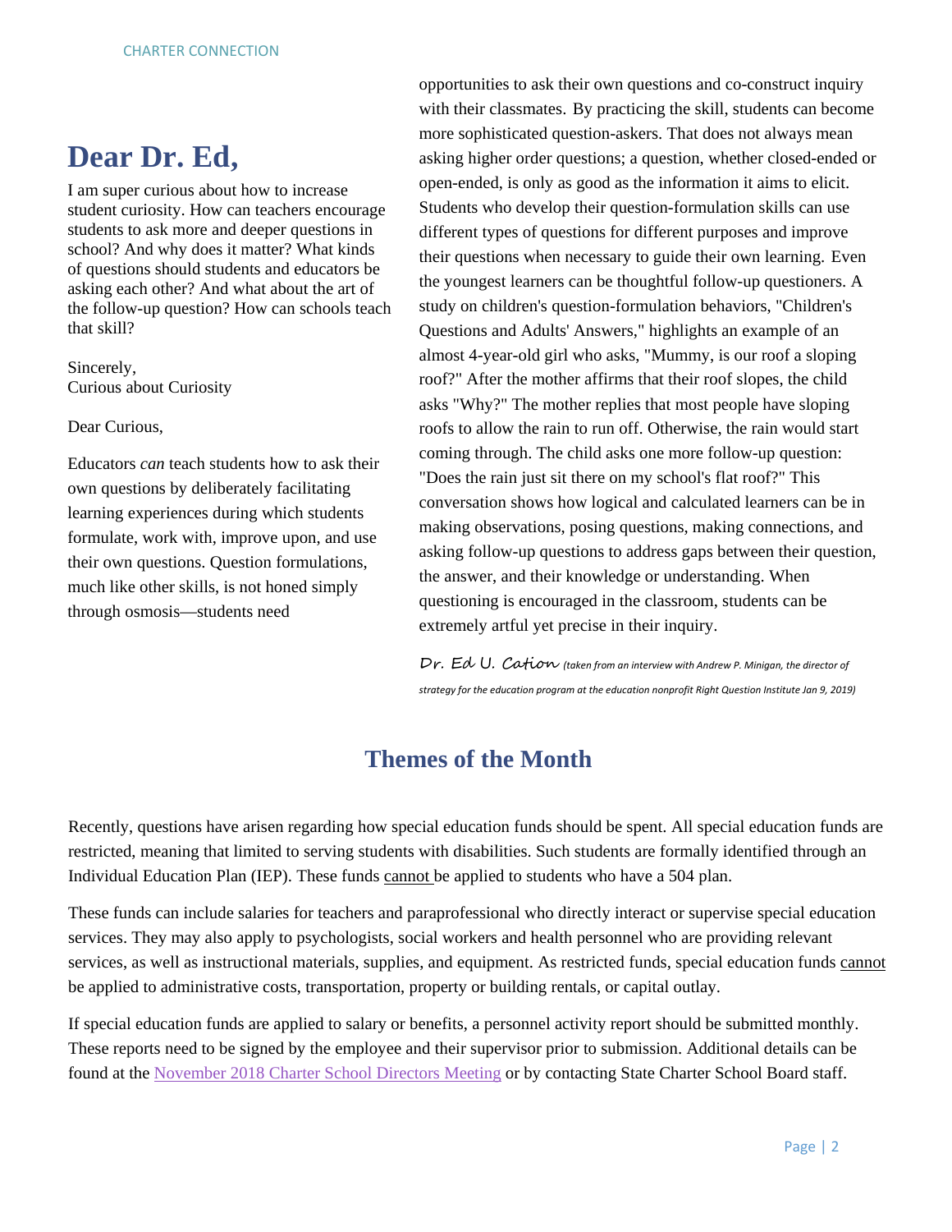# Dear Dr. Ed,

I am super curious about how to increase student curiosity. How can teachers encourage students to ask more and deeper questions in school? And why does it matter? What kinds of questions should students and educators be asking each other? And what about the art of the follow-up question? How can schools teach that skill?

Sincerely,
Curious about Curiosity

Dear Curious,

Educators *can* teach students how to ask their own questions by deliberately facilitating learning experiences during which students formulate, work with, improve upon, and use their own questions. Question formulations, much like other skills, is not honed simply through osmosis—students need opportunities to ask their own questions and co-construct inquiry with their classmates. By practicing the skill, students can become more sophisticated question-askers. That does not always mean asking higher order questions; a question, whether closed-ended or open-ended, is only as good as the information it aims to elicit. Students who develop their question-formulation skills can use different types of questions for different purposes and improve their questions when necessary to guide their own learning. Even the youngest learners can be thoughtful follow-up questioners. A study on children's question-formulation behaviors, "Children's Questions and Adults' Answers," highlights an example of an almost 4-year-old girl who asks, "Mummy, is our roof a sloping roof?" After the mother affirms that their roof slopes, the child asks "Why?" The mother replies that most people have sloping roofs to allow the rain to run off. Otherwise, the rain would start coming through. The child asks one more follow-up question: "Does the rain just sit there on my school's flat roof?" This conversation shows how logical and calculated learners can be in making observations, posing questions, making connections, and asking follow-up questions to address gaps between their question, the answer, and their knowledge or understanding. When questioning is encouraged in the classroom, students can be extremely artful yet precise in their inquiry.

Dr. Ed U. Cation *(taken from an interview with Andrew P. Minigan, the director of strategy for the education program at the education nonprofit Right Question Institute Jan 9, 2019)*

## Themes of the Month

Recently, questions have arisen regarding how special education funds should be spent. All special education funds are restricted, meaning that limited to serving students with disabilities. Such students are formally identified through an Individual Education Plan (IEP). These funds <u>cannot</u> be applied to students who have a 504 plan.

These funds can include salaries for teachers and paraprofessional who directly interact or supervise special education services. They may also apply to psychologists, social workers and health personnel who are providing relevant services, as well as instructional materials, supplies, and equipment. As restricted funds, special education funds <u>cannot</u> be applied to administrative costs, transportation, property or building rentals, or capital outlay.

If special education funds are applied to salary or benefits, a personnel activity report should be submitted monthly. These reports need to be signed by the employee and their supervisor prior to submission. Additional details can be found at the November 2018 Charter School Directors Meeting or by contacting State Charter School Board staff.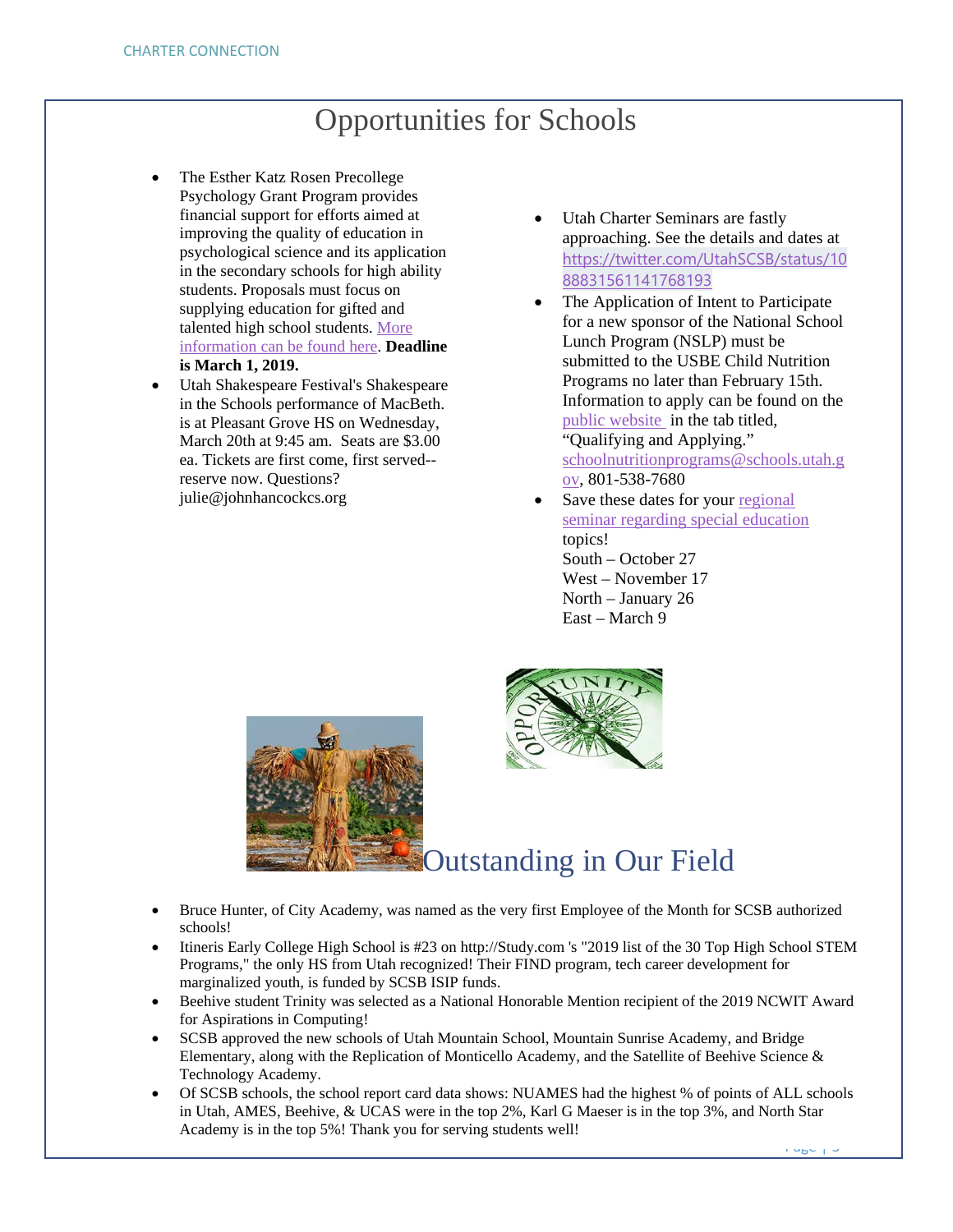# Opportunities for Schools

- The Esther Katz Rosen Precollege Psychology Grant Program provides financial support for efforts aimed at improving the quality of education in psychological science and its application in the secondary schools for high ability students. Proposals must focus on supplying education for gifted and talented high school students. More information can be found here. **Deadline is March 1, 2019.**
- Utah Shakespeare Festival's Shakespeare in the Schools performance of MacBeth. is at Pleasant Grove HS on Wednesday, March 20th at 9:45 am. Seats are $3.00 ea. Tickets are first come, first served--reserve now. Questions? julie@johnhancockcs.org
- Utah Charter Seminars are fastly approaching. See the details and dates at https://twitter.com/UtahSCSB/status/1088831561141768193
- The Application of Intent to Participate for a new sponsor of the National School Lunch Program (NSLP) must be submitted to the USBE Child Nutrition Programs no later than February 15th. Information to apply can be found on the public website in the tab titled, "Qualifying and Applying." schoolnutritionprograms@schools.utah.gov, 801-538-7680
- Save these dates for your regional seminar regarding special education topics!
  South – October 27
  West – November 17
  North – January 26
  East – March 9

# Outstanding in Our Field

- Bruce Hunter, of City Academy, was named as the very first Employee of the Month for SCSB authorized schools!
- Itineris Early College High School is #23 on http://Study.com 's "2019 list of the 30 Top High School STEM Programs," the only HS from Utah recognized! Their FIND program, tech career development for marginalized youth, is funded by SCSB ISIP funds.
- Beehive student Trinity was selected as a National Honorable Mention recipient of the 2019 NCWIT Award for Aspirations in Computing!
- SCSB approved the new schools of Utah Mountain School, Mountain Sunrise Academy, and Bridge Elementary, along with the Replication of Monticello Academy, and the Satellite of Beehive Science & Technology Academy.
- Of SCSB schools, the school report card data shows: NUAMES had the highest % of points of ALL schools in Utah, AMES, Beehive, & UCAS were in the top 2%, Karl G Maeser is in the top 3%, and North Star Academy is in the top 5%! Thank you for serving students well!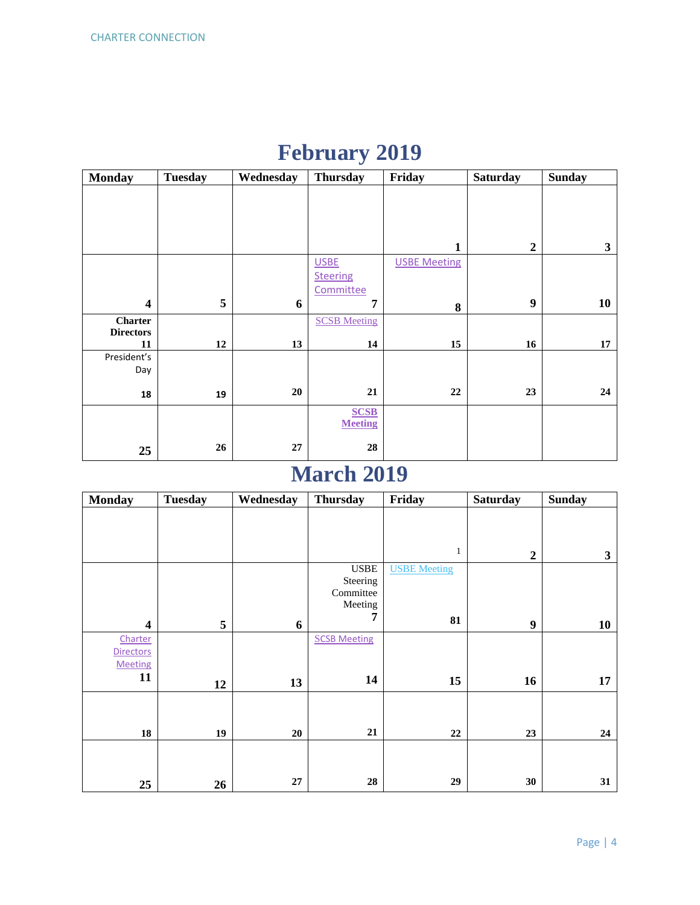# February 2019

| Monday | Tuesday | Wednesday | Thursday | Friday | Saturday | Sunday |
| --- | --- | --- | --- | --- | --- | --- |
| | | | | 1 | 2 | 3 |
| 4 | 5 | 6 | USBE Steering Committee 7 | USBE Meeting 8 | 9 | 10 |
| **Charter Directors** 11 | 12 | 13 | SCSB Meeting 14 | 15 | 16 | 17 |
| President's Day 18 | 19 | 20 | 21 | 22 | 23 | 24 |
| 25 | 26 | 27 | **SCSB Meeting** 28 | | | |

# March 2019

| Monday | Tuesday | Wednesday | Thursday | Friday | Saturday | Sunday |
| --- | --- | --- | --- | --- | --- | --- |
| | | | | 1 | 2 | 3 |
| 4 | 5 | 6 | USBE Steering Committee Meeting 7 | USBE Meeting 81 | 9 | 10 |
| Charter Directors Meeting 11 | 12 | 13 | SCSB Meeting 14 | 15 | 16 | 17 |
| 18 | 19 | 20 | 21 | 22 | 23 | 24 |
| 25 | 26 | 27 | 28 | 29 | 30 | 31 |